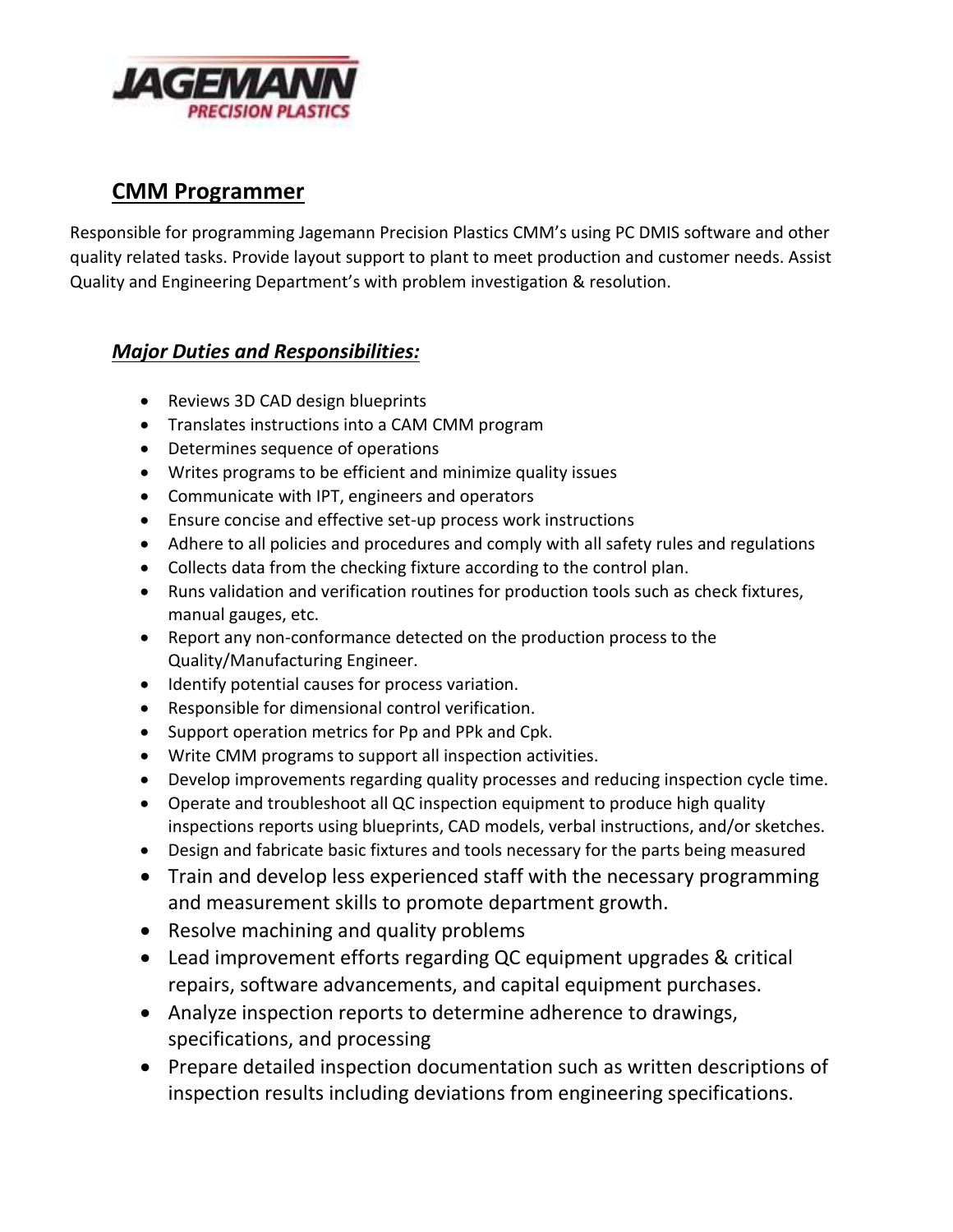JAGEMANN
PRECISION PLASTICS

## CMM Programmer

Responsible for programming Jagemann Precision Plastics CMM's using PC DMIS software and other quality related tasks. Provide layout support to plant to meet production and customer needs. Assist Quality and Engineering Department's with problem investigation & resolution.

### ***Major Duties and Responsibilities:***

- Reviews 3D CAD design blueprints
- Translates instructions into a CAM CMM program
- Determines sequence of operations
- Writes programs to be efficient and minimize quality issues
- Communicate with IPT, engineers and operators
- Ensure concise and effective set-up process work instructions
- Adhere to all policies and procedures and comply with all safety rules and regulations
- Collects data from the checking fixture according to the control plan.
- Runs validation and verification routines for production tools such as check fixtures, manual gauges, etc.
- Report any non-conformance detected on the production process to the Quality/Manufacturing Engineer.
- Identify potential causes for process variation.
- Responsible for dimensional control verification.
- Support operation metrics for Pp and PPk and Cpk.
- Write CMM programs to support all inspection activities.
- Develop improvements regarding quality processes and reducing inspection cycle time.
- Operate and troubleshoot all QC inspection equipment to produce high quality inspections reports using blueprints, CAD models, verbal instructions, and/or sketches.
- Design and fabricate basic fixtures and tools necessary for the parts being measured
- Train and develop less experienced staff with the necessary programming and measurement skills to promote department growth.
- Resolve machining and quality problems
- Lead improvement efforts regarding QC equipment upgrades & critical repairs, software advancements, and capital equipment purchases.
- Analyze inspection reports to determine adherence to drawings, specifications, and processing
- Prepare detailed inspection documentation such as written descriptions of inspection results including deviations from engineering specifications.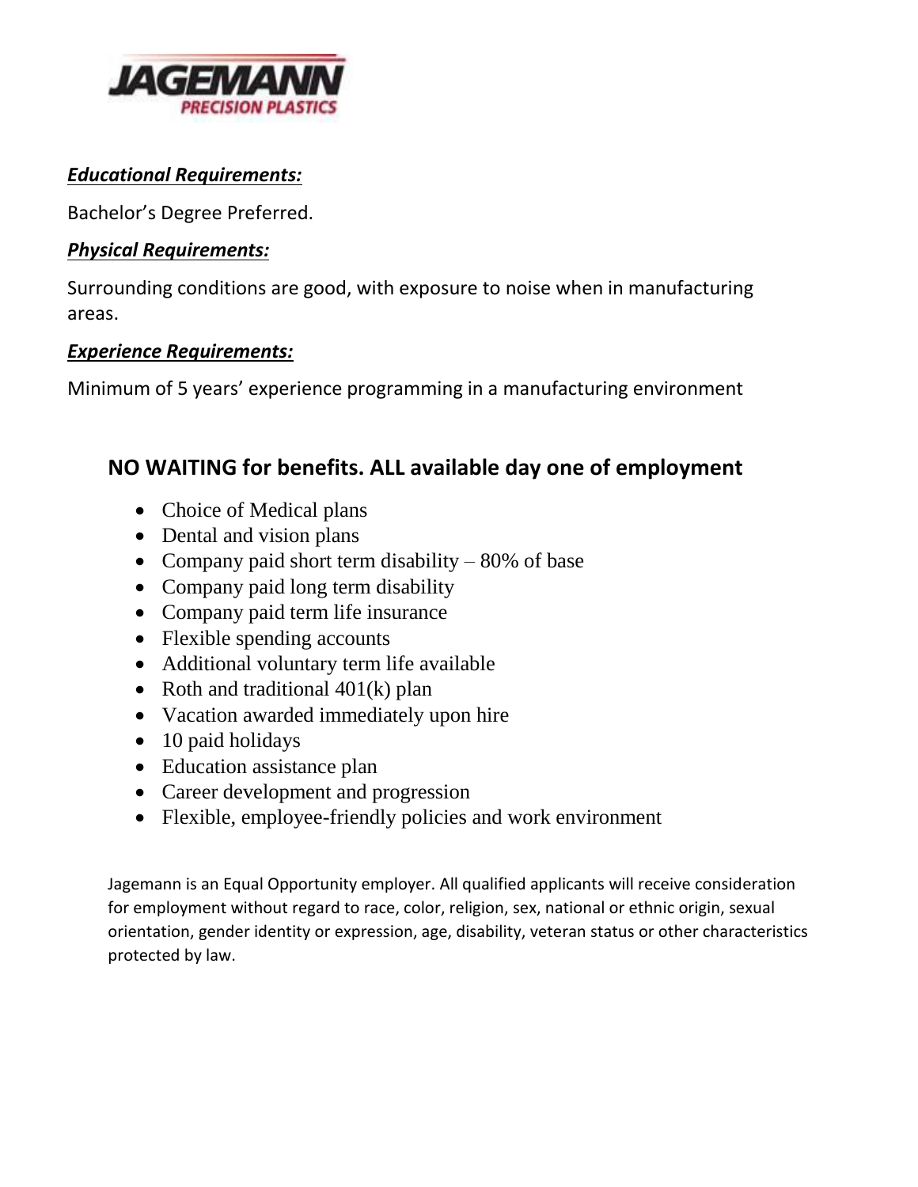***Educational Requirements:***

Bachelor's Degree Preferred.

***Physical Requirements:***

Surrounding conditions are good, with exposure to noise when in manufacturing areas.

***Experience Requirements:***

Minimum of 5 years' experience programming in a manufacturing environment

## NO WAITING for benefits. ALL available day one of employment

- Choice of Medical plans
- Dental and vision plans
- Company paid short term disability – 80% of base
- Company paid long term disability
- Company paid term life insurance
- Flexible spending accounts
- Additional voluntary term life available
- Roth and traditional 401(k) plan
- Vacation awarded immediately upon hire
- 10 paid holidays
- Education assistance plan
- Career development and progression
- Flexible, employee-friendly policies and work environment

Jagemann is an Equal Opportunity employer. All qualified applicants will receive consideration for employment without regard to race, color, religion, sex, national or ethnic origin, sexual orientation, gender identity or expression, age, disability, veteran status or other characteristics protected by law.